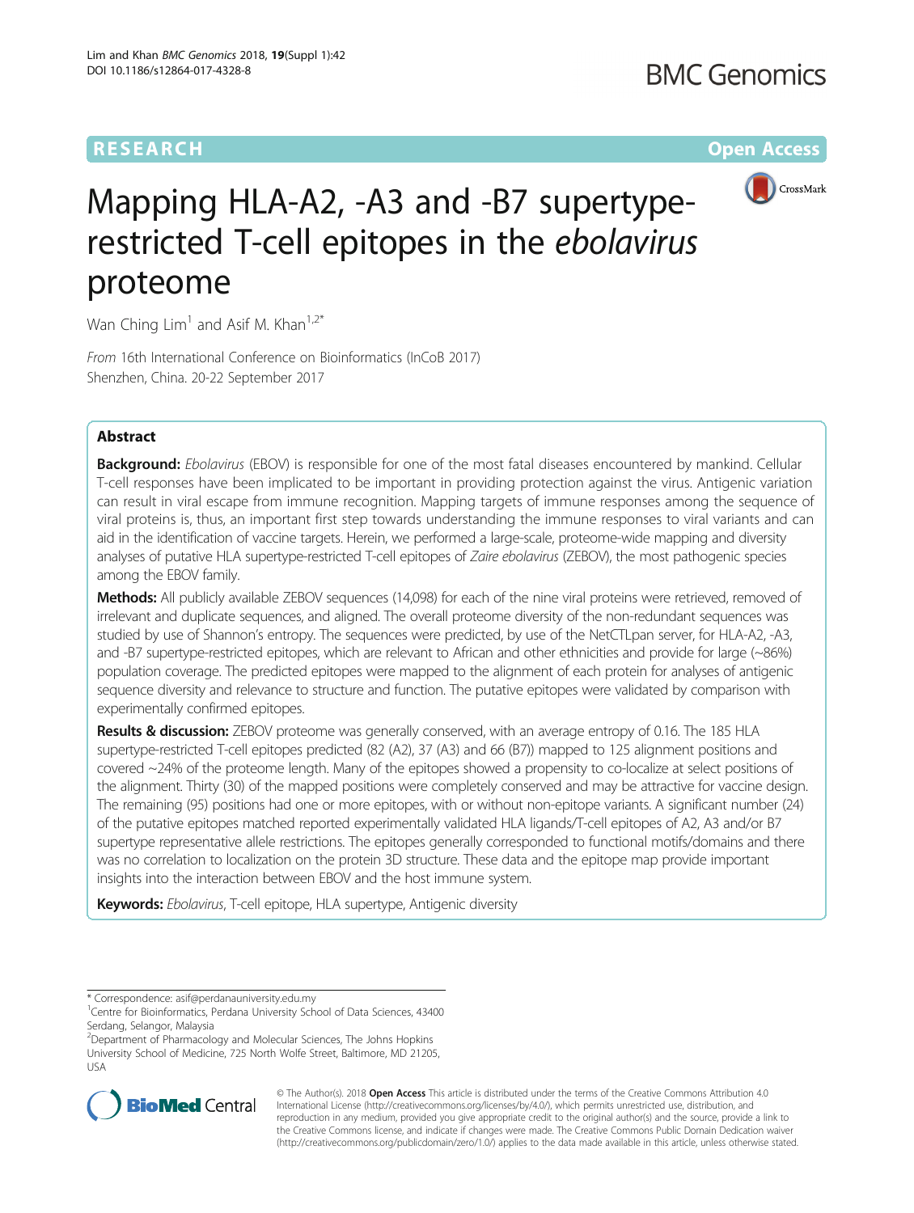RESEARCH

Open Access

# Mapping HLA-A2, -A3 and -B7 supertype-restricted T-cell epitopes in the *ebolavirus* proteome

Wan Ching Lim[1] and Asif M. Khan[1,2*]

*From* 16th International Conference on Bioinformatics (InCoB 2017)
Shenzhen, China. 20-22 September 2017

## Abstract

**Background:** *Ebolavirus* (EBOV) is responsible for one of the most fatal diseases encountered by mankind. Cellular T-cell responses have been implicated to be important in providing protection against the virus. Antigenic variation can result in viral escape from immune recognition. Mapping targets of immune responses among the sequence of viral proteins is, thus, an important first step towards understanding the immune responses to viral variants and can aid in the identification of vaccine targets. Herein, we performed a large-scale, proteome-wide mapping and diversity analyses of putative HLA supertype-restricted T-cell epitopes of *Zaire ebolavirus* (ZEBOV), the most pathogenic species among the EBOV family.

**Methods:** All publicly available ZEBOV sequences (14,098) for each of the nine viral proteins were retrieved, removed of irrelevant and duplicate sequences, and aligned. The overall proteome diversity of the non-redundant sequences was studied by use of Shannon's entropy. The sequences were predicted, by use of the NetCTLpan server, for HLA-A2, -A3, and -B7 supertype-restricted epitopes, which are relevant to African and other ethnicities and provide for large (~86%) population coverage. The predicted epitopes were mapped to the alignment of each protein for analyses of antigenic sequence diversity and relevance to structure and function. The putative epitopes were validated by comparison with experimentally confirmed epitopes.

**Results & discussion:** ZEBOV proteome was generally conserved, with an average entropy of 0.16. The 185 HLA supertype-restricted T-cell epitopes predicted (82 (A2), 37 (A3) and 66 (B7)) mapped to 125 alignment positions and covered ~24% of the proteome length. Many of the epitopes showed a propensity to co-localize at select positions of the alignment. Thirty (30) of the mapped positions were completely conserved and may be attractive for vaccine design. The remaining (95) positions had one or more epitopes, with or without non-epitope variants. A significant number (24) of the putative epitopes matched reported experimentally validated HLA ligands/T-cell epitopes of A2, A3 and/or B7 supertype representative allele restrictions. The epitopes generally corresponded to functional motifs/domains and there was no correlation to localization on the protein 3D structure. These data and the epitope map provide important insights into the interaction between EBOV and the host immune system.

**Keywords:** *Ebolavirus*, T-cell epitope, HLA supertype, Antigenic diversity

* Correspondence: asif@perdanauniversity.edu.my
[1]Centre for Bioinformatics, Perdana University School of Data Sciences, 43400 Serdang, Selangor, Malaysia
[2]Department of Pharmacology and Molecular Sciences, The Johns Hopkins University School of Medicine, 725 North Wolfe Street, Baltimore, MD 21205, USA

© The Author(s). 2018 **Open Access** This article is distributed under the terms of the Creative Commons Attribution 4.0 International License (http://creativecommons.org/licenses/by/4.0/), which permits unrestricted use, distribution, and reproduction in any medium, provided you give appropriate credit to the original author(s) and the source, provide a link to the Creative Commons license, and indicate if changes were made. The Creative Commons Public Domain Dedication waiver (http://creativecommons.org/publicdomain/zero/1.0/) applies to the data made available in this article, unless otherwise stated.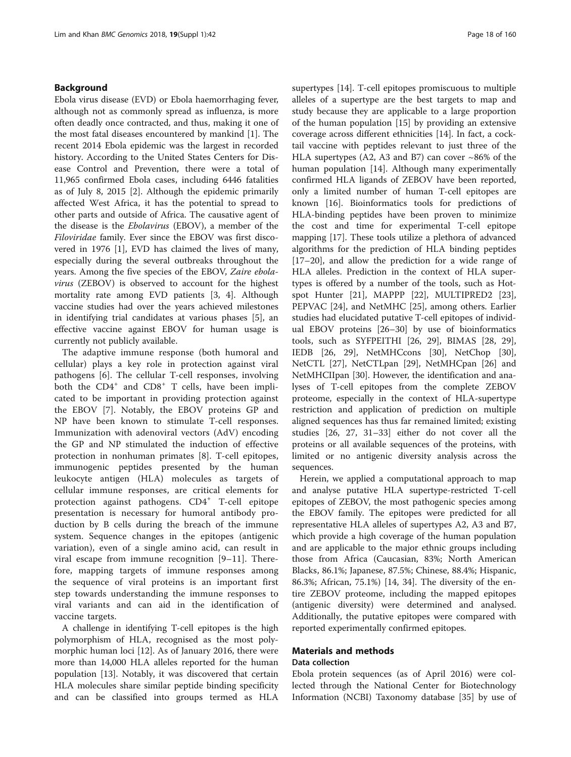## Background

Ebola virus disease (EVD) or Ebola haemorrhaging fever, although not as commonly spread as influenza, is more often deadly once contracted, and thus, making it one of the most fatal diseases encountered by mankind [1]. The recent 2014 Ebola epidemic was the largest in recorded history. According to the United States Centers for Disease Control and Prevention, there were a total of 11,965 confirmed Ebola cases, including 6446 fatalities as of July 8, 2015 [2]. Although the epidemic primarily affected West Africa, it has the potential to spread to other parts and outside of Africa. The causative agent of the disease is the *Ebolavirus* (EBOV), a member of the *Filoviridae* family. Ever since the EBOV was first discovered in 1976 [1], EVD has claimed the lives of many, especially during the several outbreaks throughout the years. Among the five species of the EBOV, *Zaire ebolavirus* (ZEBOV) is observed to account for the highest mortality rate among EVD patients [3, 4]. Although vaccine studies had over the years achieved milestones in identifying trial candidates at various phases [5], an effective vaccine against EBOV for human usage is currently not publicly available.

The adaptive immune response (both humoral and cellular) plays a key role in protection against viral pathogens [6]. The cellular T-cell responses, involving both the $CD4^+$ and $CD8^+$ T cells, have been implicated to be important in providing protection against the EBOV [7]. Notably, the EBOV proteins GP and NP have been known to stimulate T-cell responses. Immunization with adenoviral vectors (AdV) encoding the GP and NP stimulated the induction of effective protection in nonhuman primates [8]. T-cell epitopes, immunogenic peptides presented by the human leukocyte antigen (HLA) molecules as targets of cellular immune responses, are critical elements for protection against pathogens. $CD4^+$ T-cell epitope presentation is necessary for humoral antibody production by B cells during the breach of the immune system. Sequence changes in the epitopes (antigenic variation), even of a single amino acid, can result in viral escape from immune recognition [9–11]. Therefore, mapping targets of immune responses among the sequence of viral proteins is an important first step towards understanding the immune responses to viral variants and can aid in the identification of vaccine targets.

A challenge in identifying T-cell epitopes is the high polymorphism of HLA, recognised as the most polymorphic human loci [12]. As of January 2016, there were more than 14,000 HLA alleles reported for the human population [13]. Notably, it was discovered that certain HLA molecules share similar peptide binding specificity and can be classified into groups termed as HLA supertypes [14]. T-cell epitopes promiscuous to multiple alleles of a supertype are the best targets to map and study because they are applicable to a large proportion of the human population [15] by providing an extensive coverage across different ethnicities [14]. In fact, a cocktail vaccine with peptides relevant to just three of the HLA supertypes (A2, A3 and B7) can cover ~86% of the human population [14]. Although many experimentally confirmed HLA ligands of ZEBOV have been reported, only a limited number of human T-cell epitopes are known [16]. Bioinformatics tools for predictions of HLA-binding peptides have been proven to minimize the cost and time for experimental T-cell epitope mapping [17]. These tools utilize a plethora of advanced algorithms for the prediction of HLA binding peptides [17–20], and allow the prediction for a wide range of HLA alleles. Prediction in the context of HLA supertypes is offered by a number of the tools, such as Hotspot Hunter [21], MAPPP [22], MULTIPRED2 [23], PEPVAC [24], and NetMHC [25], among others. Earlier studies had elucidated putative T-cell epitopes of individual EBOV proteins [26–30] by use of bioinformatics tools, such as SYFPEITHI [26, 29], BIMAS [28, 29], IEDB [26, 29], NetMHCcons [30], NetChop [30], NetCTL [27], NetCTLpan [29], NetMHCpan [26] and NetMHCIIpan [30]. However, the identification and analyses of T-cell epitopes from the complete ZEBOV proteome, especially in the context of HLA-supertype restriction and application of prediction on multiple aligned sequences has thus far remained limited; existing studies [26, 27, 31–33] either do not cover all the proteins or all available sequences of the proteins, with limited or no antigenic diversity analysis across the sequences.

Herein, we applied a computational approach to map and analyse putative HLA supertype-restricted T-cell epitopes of ZEBOV, the most pathogenic species among the EBOV family. The epitopes were predicted for all representative HLA alleles of supertypes A2, A3 and B7, which provide a high coverage of the human population and are applicable to the major ethnic groups including those from Africa (Caucasian, 83%; North American Blacks, 86.1%; Japanese, 87.5%; Chinese, 88.4%; Hispanic, 86.3%; African, 75.1%) [14, 34]. The diversity of the entire ZEBOV proteome, including the mapped epitopes (antigenic diversity) were determined and analysed. Additionally, the putative epitopes were compared with reported experimentally confirmed epitopes.

## Materials and methods

### Data collection

Ebola protein sequences (as of April 2016) were collected through the National Center for Biotechnology Information (NCBI) Taxonomy database [35] by use of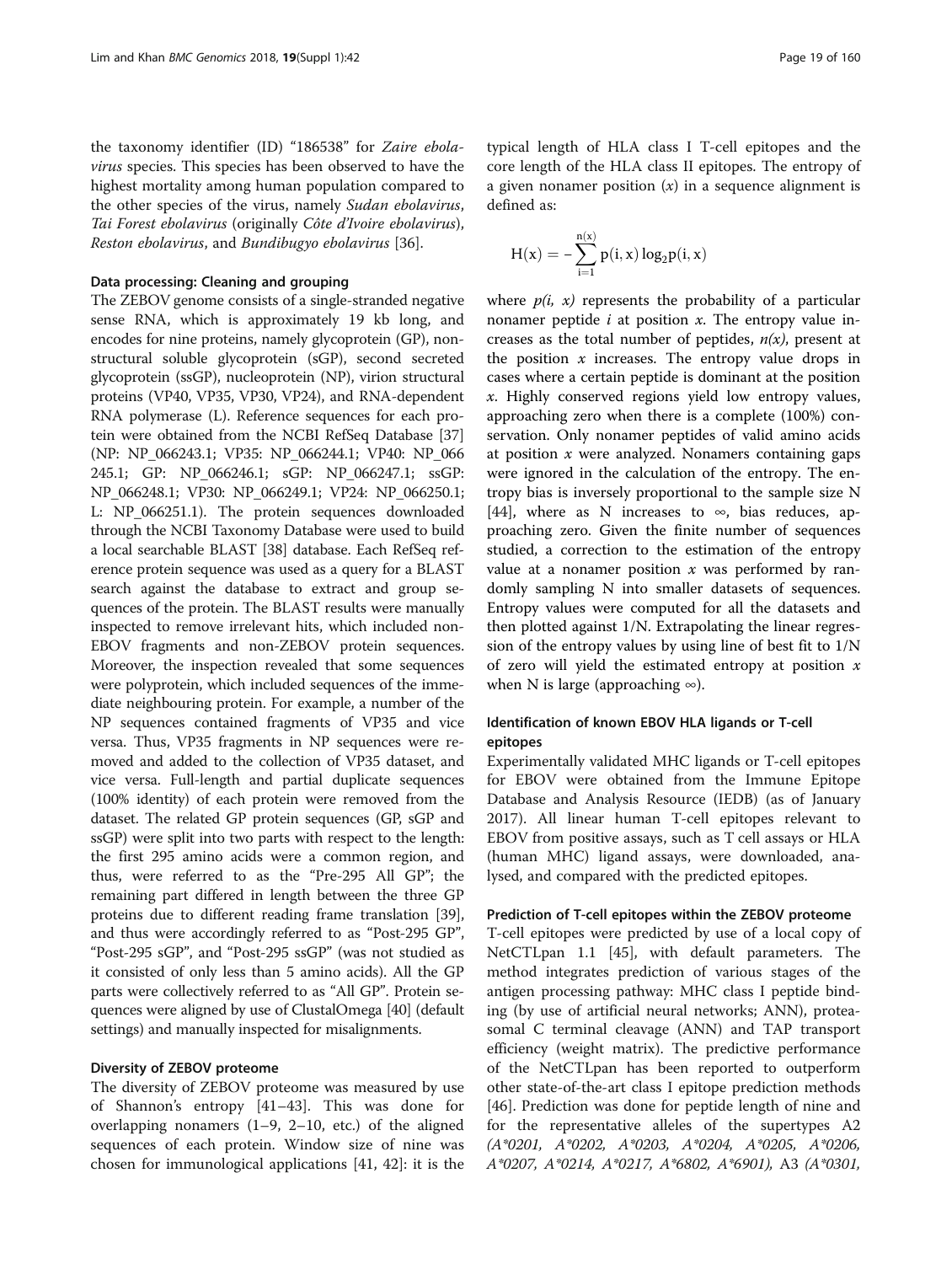the taxonomy identifier (ID) "186538" for *Zaire ebolavirus* species. This species has been observed to have the highest mortality among human population compared to the other species of the virus, namely *Sudan ebolavirus*, *Tai Forest ebolavirus* (originally *Côte d'Ivoire ebolavirus*), *Reston ebolavirus*, and *Bundibugyo ebolavirus* [36].

#### Data processing: Cleaning and grouping

The ZEBOV genome consists of a single-stranded negative sense RNA, which is approximately 19 kb long, and encodes for nine proteins, namely glycoprotein (GP), non-structural soluble glycoprotein (sGP), second secreted glycoprotein (ssGP), nucleoprotein (NP), virion structural proteins (VP40, VP35, VP30, VP24), and RNA-dependent RNA polymerase (L). Reference sequences for each protein were obtained from the NCBI RefSeq Database [37] (NP: NP_066243.1; VP35: NP_066244.1; VP40: NP_066245.1; GP: NP_066246.1; sGP: NP_066247.1; ssGP: NP_066248.1; VP30: NP_066249.1; VP24: NP_066250.1; L: NP_066251.1). The protein sequences downloaded through the NCBI Taxonomy Database were used to build a local searchable BLAST [38] database. Each RefSeq reference protein sequence was used as a query for a BLAST search against the database to extract and group sequences of the protein. The BLAST results were manually inspected to remove irrelevant hits, which included non-EBOV fragments and non-ZEBOV protein sequences. Moreover, the inspection revealed that some sequences were polyprotein, which included sequences of the immediate neighbouring protein. For example, a number of the NP sequences contained fragments of VP35 and vice versa. Thus, VP35 fragments in NP sequences were removed and added to the collection of VP35 dataset, and vice versa. Full-length and partial duplicate sequences (100% identity) of each protein were removed from the dataset. The related GP protein sequences (GP, sGP and ssGP) were split into two parts with respect to the length: the first 295 amino acids were a common region, and thus, were referred to as the "Pre-295 All GP"; the remaining part differed in length between the three GP proteins due to different reading frame translation [39], and thus were accordingly referred to as "Post-295 GP", "Post-295 sGP", and "Post-295 ssGP" (was not studied as it consisted of only less than 5 amino acids). All the GP parts were collectively referred to as "All GP". Protein sequences were aligned by use of ClustalOmega [40] (default settings) and manually inspected for misalignments.

#### Diversity of ZEBOV proteome

The diversity of ZEBOV proteome was measured by use of Shannon's entropy [41–43]. This was done for overlapping nonamers (1–9, 2–10, etc.) of the aligned sequences of each protein. Window size of nine was chosen for immunological applications [41, 42]: it is the typical length of HLA class I T-cell epitopes and the core length of the HLA class II epitopes. The entropy of a given nonamer position ($x$) in a sequence alignment is defined as:

$$H(x) = -\sum_{i=1}^{n(x)} p(i,x)\log_2 p(i,x)$$

where $p(i, x)$ represents the probability of a particular nonamer peptide $i$ at position $x$. The entropy value increases as the total number of peptides, $n(x)$, present at the position $x$ increases. The entropy value drops in cases where a certain peptide is dominant at the position $x$. Highly conserved regions yield low entropy values, approaching zero when there is a complete (100%) conservation. Only nonamer peptides of valid amino acids at position $x$ were analyzed. Nonamers containing gaps were ignored in the calculation of the entropy. The entropy bias is inversely proportional to the sample size N [44], where as N increases to $\infty$, bias reduces, approaching zero. Given the finite number of sequences studied, a correction to the estimation of the entropy value at a nonamer position $x$ was performed by randomly sampling N into smaller datasets of sequences. Entropy values were computed for all the datasets and then plotted against 1/N. Extrapolating the linear regression of the entropy values by using line of best fit to 1/N of zero will yield the estimated entropy at position $x$ when N is large (approaching $\infty$).

#### Identification of known EBOV HLA ligands or T-cell epitopes

Experimentally validated MHC ligands or T-cell epitopes for EBOV were obtained from the Immune Epitope Database and Analysis Resource (IEDB) (as of January 2017). All linear human T-cell epitopes relevant to EBOV from positive assays, such as T cell assays or HLA (human MHC) ligand assays, were downloaded, analysed, and compared with the predicted epitopes.

#### Prediction of T-cell epitopes within the ZEBOV proteome

T-cell epitopes were predicted by use of a local copy of NetCTLpan 1.1 [45], with default parameters. The method integrates prediction of various stages of the antigen processing pathway: MHC class I peptide binding (by use of artificial neural networks; ANN), proteasomal C terminal cleavage (ANN) and TAP transport efficiency (weight matrix). The predictive performance of the NetCTLpan has been reported to outperform other state-of-the-art class I epitope prediction methods [46]. Prediction was done for peptide length of nine and for the representative alleles of the supertypes A2 (*A*0201, A*0202, A*0203, A*0204, A*0205, A*0206, A*0207, A*0214, A*0217, A*6802, A*6901*), A3 (*A*0301,*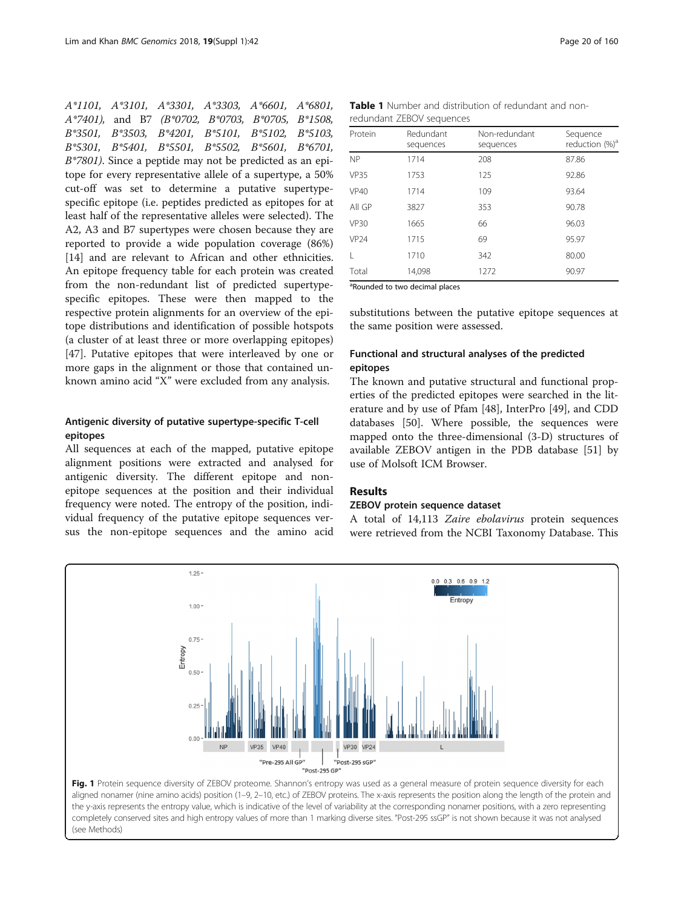*A\*1101, A\*3101, A\*3301, A\*3303, A\*6601, A\*6801, A\*7401),* and B7 *(B\*0702, B\*0703, B\*0705, B\*1508, B\*3501, B\*3503, B\*4201, B\*5101, B\*5102, B\*5103, B\*5301, B\*5401, B\*5501, B\*5502, B\*5601, B\*6701, B\*7801).* Since a peptide may not be predicted as an epitope for every representative allele of a supertype, a 50% cut-off was set to determine a putative supertype-specific epitope (i.e. peptides predicted as epitopes for at least half of the representative alleles were selected). The A2, A3 and B7 supertypes were chosen because they are reported to provide a wide population coverage (86%) [14] and are relevant to African and other ethnicities. An epitope frequency table for each protein was created from the non-redundant list of predicted supertype-specific epitopes. These were then mapped to the respective protein alignments for an overview of the epitope distributions and identification of possible hotspots (a cluster of at least three or more overlapping epitopes) [47]. Putative epitopes that were interleaved by one or more gaps in the alignment or those that contained unknown amino acid "X" were excluded from any analysis.

### Antigenic diversity of putative supertype-specific T-cell epitopes

All sequences at each of the mapped, putative epitope alignment positions were extracted and analysed for antigenic diversity. The different epitope and non-epitope sequences at the position and their individual frequency were noted. The entropy of the position, individual frequency of the putative epitope sequences versus the non-epitope sequences and the amino acid substitutions between the putative epitope sequences at the same position were assessed.

**Table 1** Number and distribution of redundant and non-redundant ZEBOV sequences

| Protein | Redundant sequences | Non-redundant sequences | Sequence reduction (%)[a] |
|---|---|---|---|
| NP | 1714 | 208 | 87.86 |
| VP35 | 1753 | 125 | 92.86 |
| VP40 | 1714 | 109 | 93.64 |
| All GP | 3827 | 353 | 90.78 |
| VP30 | 1665 | 66 | 96.03 |
| VP24 | 1715 | 69 | 95.97 |
| L | 1710 | 342 | 80.00 |
| Total | 14,098 | 1272 | 90.97 |

[a]Rounded to two decimal places

### Functional and structural analyses of the predicted epitopes

The known and putative structural and functional properties of the predicted epitopes were searched in the literature and by use of Pfam [48], InterPro [49], and CDD databases [50]. Where possible, the sequences were mapped onto the three-dimensional (3-D) structures of available ZEBOV antigen in the PDB database [51] by use of Molsoft ICM Browser.

## Results

### ZEBOV protein sequence dataset

A total of 14,113 *Zaire ebolavirus* protein sequences were retrieved from the NCBI Taxonomy Database. This

**Fig. 1** Protein sequence diversity of ZEBOV proteome. Shannon's entropy was used as a general measure of protein sequence diversity for each aligned nonamer (nine amino acids) position (1–9, 2–10, etc.) of ZEBOV proteins. The x-axis represents the position along the length of the protein and the y-axis represents the entropy value, which is indicative of the level of variability at the corresponding nonamer positions, with a zero representing completely conserved sites and high entropy values of more than 1 marking diverse sites. "Post-295 ssGP" is not shown because it was not analysed (see Methods)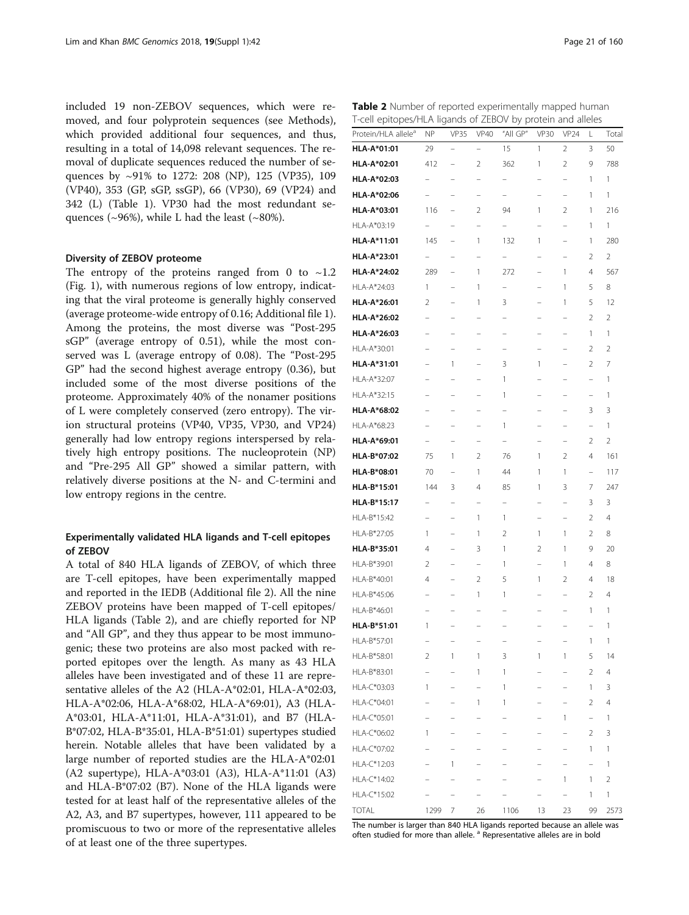included 19 non-ZEBOV sequences, which were removed, and four polyprotein sequences (see Methods), which provided additional four sequences, and thus, resulting in a total of 14,098 relevant sequences. The removal of duplicate sequences reduced the number of sequences by ~91% to 1272: 208 (NP), 125 (VP35), 109 (VP40), 353 (GP, sGP, ssGP), 66 (VP30), 69 (VP24) and 342 (L) (Table 1). VP30 had the most redundant sequences (~96%), while L had the least (~80%).

### Diversity of ZEBOV proteome

The entropy of the proteins ranged from 0 to ~1.2 (Fig. 1), with numerous regions of low entropy, indicating that the viral proteome is generally highly conserved (average proteome-wide entropy of 0.16; Additional file 1). Among the proteins, the most diverse was "Post-295 sGP" (average entropy of 0.51), while the most conserved was L (average entropy of 0.08). The "Post-295 GP" had the second highest average entropy (0.36), but included some of the most diverse positions of the proteome. Approximately 40% of the nonamer positions of L were completely conserved (zero entropy). The virion structural proteins (VP40, VP35, VP30, and VP24) generally had low entropy regions interspersed by relatively high entropy positions. The nucleoprotein (NP) and "Pre-295 All GP" showed a similar pattern, with relatively diverse positions at the N- and C-termini and low entropy regions in the centre.

### Experimentally validated HLA ligands and T-cell epitopes of ZEBOV

A total of 840 HLA ligands of ZEBOV, of which three are T-cell epitopes, have been experimentally mapped and reported in the IEDB (Additional file 2). All the nine ZEBOV proteins have been mapped of T-cell epitopes/HLA ligands (Table 2), and are chiefly reported for NP and "All GP", and they thus appear to be most immunogenic; these two proteins are also most packed with reported epitopes over the length. As many as 43 HLA alleles have been investigated and of these 11 are representative alleles of the A2 (HLA-A*02:01, HLA-A*02:03, HLA-A*02:06, HLA-A*68:02, HLA-A*69:01), A3 (HLA-A*03:01, HLA-A*11:01, HLA-A*31:01), and B7 (HLA-B*07:02, HLA-B*35:01, HLA-B*51:01) supertypes studied herein. Notable alleles that have been validated by a large number of reported studies are the HLA-A*02:01 (A2 supertype), HLA-A*03:01 (A3), HLA-A*11:01 (A3) and HLA-B*07:02 (B7). None of the HLA ligands were tested for at least half of the representative alleles of the A2, A3, and B7 supertypes, however, 111 appeared to be promiscuous to two or more of the representative alleles of at least one of the three supertypes.

**Table 2** Number of reported experimentally mapped human T-cell epitopes/HLA ligands of ZEBOV by protein and alleles

| Protein/HLA allele[a] | NP | VP35 | VP40 | "All GP" | VP30 | VP24 | L | Total |
|---|---|---|---|---|---|---|---|---|
| **HLA-A*01:01** | 29 | – | – | 15 | 1 | 2 | 3 | 50 |
| **HLA-A*02:01** | 412 | – | 2 | 362 | 1 | 2 | 9 | 788 |
| **HLA-A*02:03** | – | – | – | – | – | – | 1 | 1 |
| **HLA-A*02:06** | – | – | – | – | – | – | 1 | 1 |
| **HLA-A*03:01** | 116 | – | 2 | 94 | 1 | 2 | 1 | 216 |
| HLA-A*03:19 | – | – | – | – | – | – | 1 | 1 |
| **HLA-A*11:01** | 145 | – | 1 | 132 | 1 | – | 1 | 280 |
| **HLA-A*23:01** | – | – | – | – | – | – | 2 | 2 |
| **HLA-A*24:02** | 289 | – | 1 | 272 | – | 1 | 4 | 567 |
| HLA-A*24:03 | 1 | – | 1 | – | – | 1 | 5 | 8 |
| **HLA-A*26:01** | 2 | – | 1 | 3 | – | 1 | 5 | 12 |
| **HLA-A*26:02** | – | – | – | – | – | – | 2 | 2 |
| **HLA-A*26:03** | – | – | – | – | – | – | 1 | 1 |
| HLA-A*30:01 | – | – | – | – | – | – | 2 | 2 |
| **HLA-A*31:01** | – | 1 | – | 3 | 1 | – | 2 | 7 |
| HLA-A*32:07 | – | – | – | 1 | – | – | – | 1 |
| HLA-A*32:15 | – | – | – | 1 | – | – | – | 1 |
| **HLA-A*68:02** | – | – | – | – | – | – | 3 | 3 |
| HLA-A*68:23 | – | – | – | 1 | – | – | – | 1 |
| **HLA-A*69:01** | – | – | – | – | – | – | 2 | 2 |
| **HLA-B*07:02** | 75 | 1 | 2 | 76 | 1 | 2 | 4 | 161 |
| **HLA-B*08:01** | 70 | – | 1 | 44 | 1 | 1 | – | 117 |
| **HLA-B*15:01** | 144 | 3 | 4 | 85 | 1 | 3 | 7 | 247 |
| **HLA-B*15:17** | – | – | – | – | – | – | 3 | 3 |
| HLA-B*15:42 | – | – | 1 | 1 | – | – | 2 | 4 |
| HLA-B*27:05 | 1 | – | 1 | 2 | 1 | 1 | 2 | 8 |
| **HLA-B*35:01** | 4 | – | 3 | 1 | 2 | 1 | 9 | 20 |
| HLA-B*39:01 | 2 | – | – | 1 | – | 1 | 4 | 8 |
| HLA-B*40:01 | 4 | – | 2 | 5 | 1 | 2 | 4 | 18 |
| HLA-B*45:06 | – | – | 1 | 1 | – | – | 2 | 4 |
| HLA-B*46:01 | – | – | – | – | – | – | 1 | 1 |
| **HLA-B*51:01** | 1 | – | – | – | – | – | – | 1 |
| HLA-B*57:01 | – | – | – | – | – | – | 1 | 1 |
| HLA-B*58:01 | 2 | 1 | 1 | 3 | 1 | 1 | 5 | 14 |
| HLA-B*83:01 | – | – | 1 | 1 | – | – | 2 | 4 |
| HLA-C*03:03 | 1 | – | – | 1 | – | – | 1 | 3 |
| HLA-C*04:01 | – | – | 1 | 1 | – | – | 2 | 4 |
| HLA-C*05:01 | – | – | – | – | – | 1 | – | 1 |
| HLA-C*06:02 | 1 | – | – | – | – | – | 2 | 3 |
| HLA-C*07:02 | – | – | – | – | – | – | 1 | 1 |
| HLA-C*12:03 | – | 1 | – | – | – | – | – | 1 |
| HLA-C*14:02 | – | – | – | – | – | 1 | 1 | 2 |
| HLA-C*15:02 | – | – | – | – | – | – | 1 | 1 |
| TOTAL | 1299 | 7 | 26 | 1106 | 13 | 23 | 99 | 2573 |

The number is larger than 840 HLA ligands reported because an allele was often studied for more than allele. [a] Representative alleles are in bold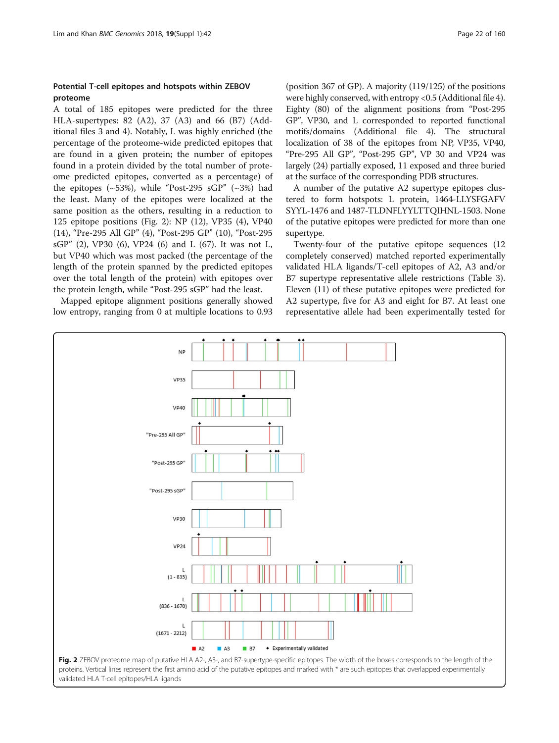### Potential T-cell epitopes and hotspots within ZEBOV proteome

A total of 185 epitopes were predicted for the three HLA-supertypes: 82 (A2), 37 (A3) and 66 (B7) (Additional files 3 and 4). Notably, L was highly enriched (the percentage of the proteome-wide predicted epitopes that are found in a given protein; the number of epitopes found in a protein divided by the total number of proteome predicted epitopes, converted as a percentage) of the epitopes (~53%), while "Post-295 sGP" (~3%) had the least. Many of the epitopes were localized at the same position as the others, resulting in a reduction to 125 epitope positions (Fig. 2): NP (12), VP35 (4), VP40 (14), "Pre-295 All GP" (4), "Post-295 GP" (10), "Post-295 sGP" (2), VP30 (6), VP24 (6) and L (67). It was not L, but VP40 which was most packed (the percentage of the length of the protein spanned by the predicted epitopes over the total length of the protein) with epitopes over the protein length, while "Post-295 sGP" had the least.

Mapped epitope alignment positions generally showed low entropy, ranging from 0 at multiple locations to 0.93 (position 367 of GP). A majority (119/125) of the positions were highly conserved, with entropy <0.5 (Additional file 4). Eighty (80) of the alignment positions from "Post-295 GP", VP30, and L corresponded to reported functional motifs/domains (Additional file 4). The structural localization of 38 of the epitopes from NP, VP35, VP40, "Pre-295 All GP", "Post-295 GP", VP 30 and VP24 was largely (24) partially exposed, 11 exposed and three buried at the surface of the corresponding PDB structures.

A number of the putative A2 supertype epitopes clustered to form hotspots: L protein, 1464-LLYSFGAFVSYYL-1476 and 1487-TLDNFLYYLTTQIHNL-1503. None of the putative epitopes were predicted for more than one supertype.

Twenty-four of the putative epitope sequences (12 completely conserved) matched reported experimentally validated HLA ligands/T-cell epitopes of A2, A3 and/or B7 supertype representative allele restrictions (Table 3). Eleven (11) of these putative epitopes were predicted for A2 supertype, five for A3 and eight for B7. At least one representative allele had been experimentally tested for

**Fig. 2** ZEBOV proteome map of putative HLA A2-, A3-, and B7-supertype-specific epitopes. The width of the boxes corresponds to the length of the proteins. Vertical lines represent the first amino acid of the putative epitopes and marked with * are such epitopes that overlapped experimentally validated HLA T-cell epitopes/HLA ligands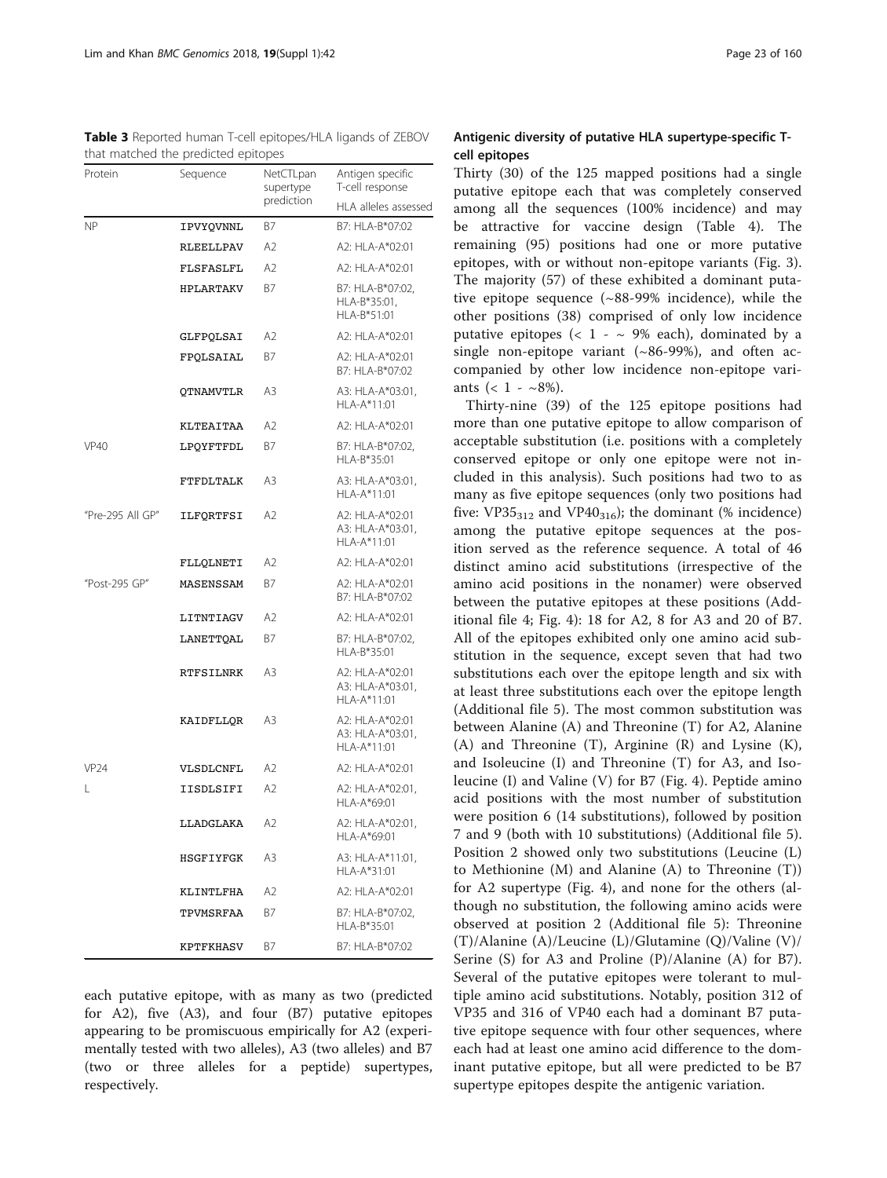**Table 3** Reported human T-cell epitopes/HLA ligands of ZEBOV that matched the predicted epitopes

| Protein | Sequence | NetCTLpan supertype prediction | Antigen specific T-cell response |
|---|---|---|---|
| | | | HLA alleles assessed |
| NP | IPVYQVNNL | B7 | B7: HLA-B*07:02 |
| | RLEELLPAV | A2 | A2: HLA-A*02:01 |
| | FLSFASLFL | A2 | A2: HLA-A*02:01 |
| | HPLARTAKV | B7 | B7: HLA-B*07:02, HLA-B*35:01, HLA-B*51:01 |
| | GLFPQLSAI | A2 | A2: HLA-A*02:01 |
| | FPQLSAIAL | B7 | A2: HLA-A*02:01 B7: HLA-B*07:02 |
| | QTNAMVTLR | A3 | A3: HLA-A*03:01, HLA-A*11:01 |
| | KLTEAITAA | A2 | A2: HLA-A*02:01 |
| VP40 | LPQYFTFDL | B7 | B7: HLA-B*07:02, HLA-B*35:01 |
| | FTFDLTALK | A3 | A3: HLA-A*03:01, HLA-A*11:01 |
| "Pre-295 All GP" | ILFQRTFSI | A2 | A2: HLA-A*02:01 A3: HLA-A*03:01, HLA-A*11:01 |
| | FLLQLNETI | A2 | A2: HLA-A*02:01 |
| "Post-295 GP" | MASENSSAM | B7 | A2: HLA-A*02:01 B7: HLA-B*07:02 |
| | LITNTIAGV | A2 | A2: HLA-A*02:01 |
| | LANETTQAL | B7 | B7: HLA-B*07:02, HLA-B*35:01 |
| | RTFSILNRK | A3 | A2: HLA-A*02:01 A3: HLA-A*03:01, HLA-A*11:01 |
| | KAIDFLLQR | A3 | A2: HLA-A*02:01 A3: HLA-A*03:01, HLA-A*11:01 |
| VP24 | VLSDLCNFL | A2 | A2: HLA-A*02:01 |
| L | IISDLSIFI | A2 | A2: HLA-A*02:01, HLA-A*69:01 |
| | LLADGLAKA | A2 | A2: HLA-A*02:01, HLA-A*69:01 |
| | HSGFIYFGK | A3 | A3: HLA-A*11:01, HLA-A*31:01 |
| | KLINTLFHA | A2 | A2: HLA-A*02:01 |
| | TPVMSRFAA | B7 | B7: HLA-B*07:02, HLA-B*35:01 |
| | KPTFKHASV | B7 | B7: HLA-B*07:02 |

each putative epitope, with as many as two (predicted for A2), five (A3), and four (B7) putative epitopes appearing to be promiscuous empirically for A2 (experimentally tested with two alleles), A3 (two alleles) and B7 (two or three alleles for a peptide) supertypes, respectively.

### Antigenic diversity of putative HLA supertype-specific T-cell epitopes

Thirty (30) of the 125 mapped positions had a single putative epitope each that was completely conserved among all the sequences (100% incidence) and may be attractive for vaccine design (Table 4). The remaining (95) positions had one or more putative epitopes, with or without non-epitope variants (Fig. 3). The majority (57) of these exhibited a dominant putative epitope sequence (~88-99% incidence), while the other positions (38) comprised of only low incidence putative epitopes (< 1 - ~ 9% each), dominated by a single non-epitope variant (~86-99%), and often accompanied by other low incidence non-epitope variants (< 1 - ~8%).

Thirty-nine (39) of the 125 epitope positions had more than one putative epitope to allow comparison of acceptable substitution (i.e. positions with a completely conserved epitope or only one epitope were not included in this analysis). Such positions had two to as many as five epitope sequences (only two positions had five: $VP35_{312}$ and $VP40_{316}$); the dominant (% incidence) among the putative epitope sequences at the position served as the reference sequence. A total of 46 distinct amino acid substitutions (irrespective of the amino acid positions in the nonamer) were observed between the putative epitopes at these positions (Additional file 4; Fig. 4): 18 for A2, 8 for A3 and 20 of B7. All of the epitopes exhibited only one amino acid substitution in the sequence, except seven that had two substitutions each over the epitope length and six with at least three substitutions each over the epitope length (Additional file 5). The most common substitution was between Alanine (A) and Threonine (T) for A2, Alanine (A) and Threonine (T), Arginine (R) and Lysine (K), and Isoleucine (I) and Threonine (T) for A3, and Isoleucine (I) and Valine (V) for B7 (Fig. 4). Peptide amino acid positions with the most number of substitution were position 6 (14 substitutions), followed by position 7 and 9 (both with 10 substitutions) (Additional file 5). Position 2 showed only two substitutions (Leucine (L) to Methionine (M) and Alanine (A) to Threonine (T)) for A2 supertype (Fig. 4), and none for the others (although no substitution, the following amino acids were observed at position 2 (Additional file 5): Threonine (T)/Alanine (A)/Leucine (L)/Glutamine (Q)/Valine (V)/ Serine (S) for A3 and Proline (P)/Alanine (A) for B7). Several of the putative epitopes were tolerant to multiple amino acid substitutions. Notably, position 312 of VP35 and 316 of VP40 each had a dominant B7 putative epitope sequence with four other sequences, where each had at least one amino acid difference to the dominant putative epitope, but all were predicted to be B7 supertype epitopes despite the antigenic variation.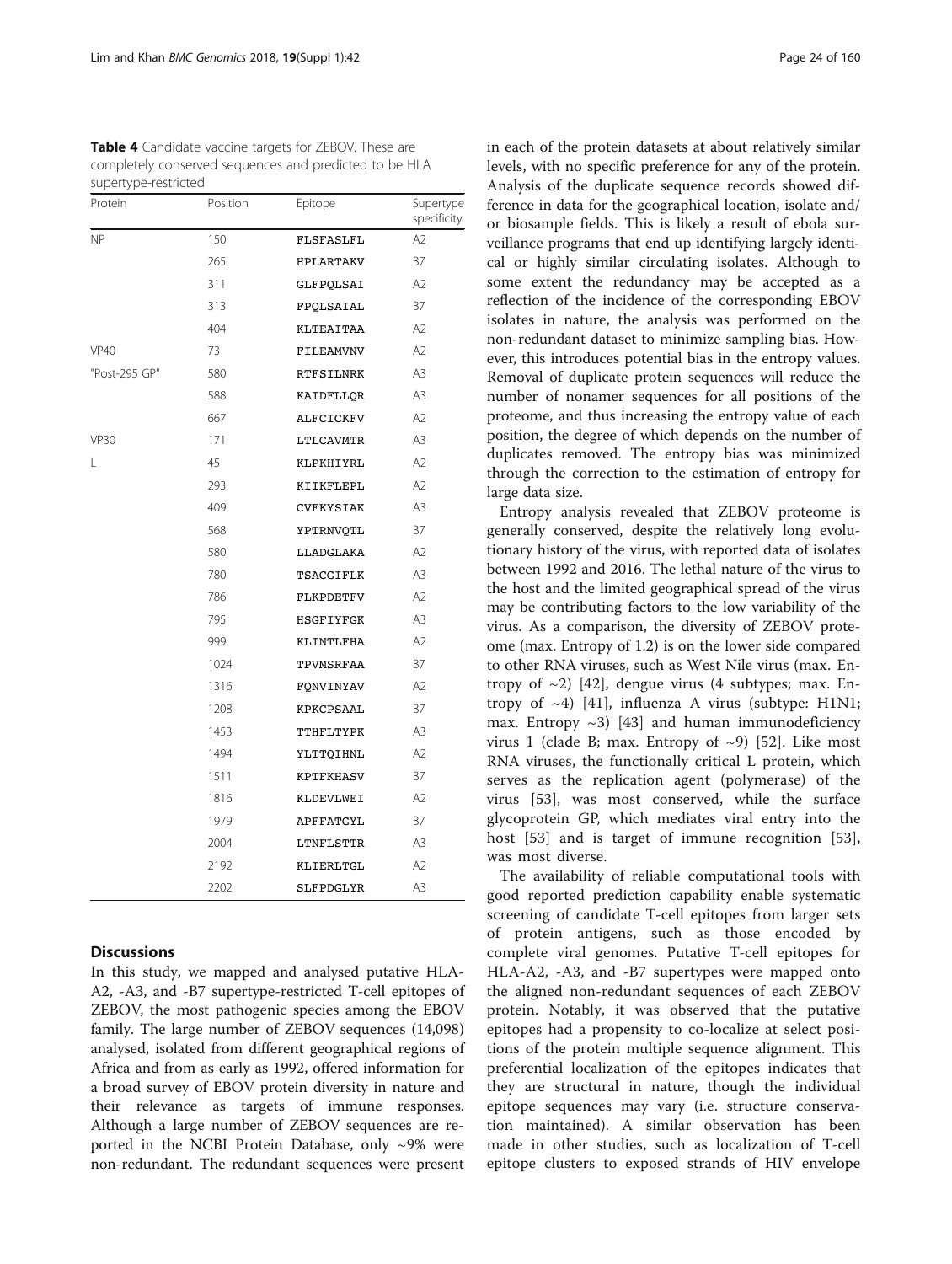**Table 4** Candidate vaccine targets for ZEBOV. These are completely conserved sequences and predicted to be HLA supertype-restricted

| Protein | Position | Epitope | Supertype specificity |
|---|---|---|---|
| NP | 150 | FLSFASLFL | A2 |
| | 265 | HPLARTAKV | B7 |
| | 311 | GLFPQLSAI | A2 |
| | 313 | FPQLSAIAL | B7 |
| | 404 | KLTEAITAA | A2 |
| VP40 | 73 | FILEAMVNV | A2 |
| "Post-295 GP" | 580 | RTFSILNRK | A3 |
| | 588 | KAIDFLLQR | A3 |
| | 667 | ALFCICKFV | A2 |
| VP30 | 171 | LTLCAVMTR | A3 |
| L | 45 | KLPKHIYRL | A2 |
| | 293 | KIIKFLEPL | A2 |
| | 409 | CVFKYSIAK | A3 |
| | 568 | YPTRNVQTL | B7 |
| | 580 | LLADGLAKA | A2 |
| | 780 | TSACGIFLK | A3 |
| | 786 | FLKPDETFV | A2 |
| | 795 | HSGFIYFGK | A3 |
| | 999 | KLINTLFHA | A2 |
| | 1024 | TPVMSRFAA | B7 |
| | 1316 | FQNVINYAV | A2 |
| | 1208 | KPKCPSAAL | B7 |
| | 1453 | TTHFLTYPK | A3 |
| | 1494 | YLTTQIHNL | A2 |
| | 1511 | KPTFKHASV | B7 |
| | 1816 | KLDEVLWEI | A2 |
| | 1979 | APFFATGYL | B7 |
| | 2004 | LTNFLSTTR | A3 |
| | 2192 | KLIERLTGL | A2 |
| | 2202 | SLFPDGLYR | A3 |

## Discussions

In this study, we mapped and analysed putative HLA-A2, -A3, and -B7 supertype-restricted T-cell epitopes of ZEBOV, the most pathogenic species among the EBOV family. The large number of ZEBOV sequences (14,098) analysed, isolated from different geographical regions of Africa and from as early as 1992, offered information for a broad survey of EBOV protein diversity in nature and their relevance as targets of immune responses. Although a large number of ZEBOV sequences are reported in the NCBI Protein Database, only ~9% were non-redundant. The redundant sequences were present in each of the protein datasets at about relatively similar levels, with no specific preference for any of the protein. Analysis of the duplicate sequence records showed difference in data for the geographical location, isolate and/or biosample fields. This is likely a result of ebola surveillance programs that end up identifying largely identical or highly similar circulating isolates. Although to some extent the redundancy may be accepted as a reflection of the incidence of the corresponding EBOV isolates in nature, the analysis was performed on the non-redundant dataset to minimize sampling bias. However, this introduces potential bias in the entropy values. Removal of duplicate protein sequences will reduce the number of nonamer sequences for all positions of the proteome, and thus increasing the entropy value of each position, the degree of which depends on the number of duplicates removed. The entropy bias was minimized through the correction to the estimation of entropy for large data size.

Entropy analysis revealed that ZEBOV proteome is generally conserved, despite the relatively long evolutionary history of the virus, with reported data of isolates between 1992 and 2016. The lethal nature of the virus to the host and the limited geographical spread of the virus may be contributing factors to the low variability of the virus. As a comparison, the diversity of ZEBOV proteome (max. Entropy of 1.2) is on the lower side compared to other RNA viruses, such as West Nile virus (max. Entropy of ~2) [42], dengue virus (4 subtypes; max. Entropy of ~4) [41], influenza A virus (subtype: H1N1; max. Entropy ~3) [43] and human immunodeficiency virus 1 (clade B; max. Entropy of ~9) [52]. Like most RNA viruses, the functionally critical L protein, which serves as the replication agent (polymerase) of the virus [53], was most conserved, while the surface glycoprotein GP, which mediates viral entry into the host [53] and is target of immune recognition [53], was most diverse.

The availability of reliable computational tools with good reported prediction capability enable systematic screening of candidate T-cell epitopes from larger sets of protein antigens, such as those encoded by complete viral genomes. Putative T-cell epitopes for HLA-A2, -A3, and -B7 supertypes were mapped onto the aligned non-redundant sequences of each ZEBOV protein. Notably, it was observed that the putative epitopes had a propensity to co-localize at select positions of the protein multiple sequence alignment. This preferential localization of the epitopes indicates that they are structural in nature, though the individual epitope sequences may vary (i.e. structure conservation maintained). A similar observation has been made in other studies, such as localization of T-cell epitope clusters to exposed strands of HIV envelope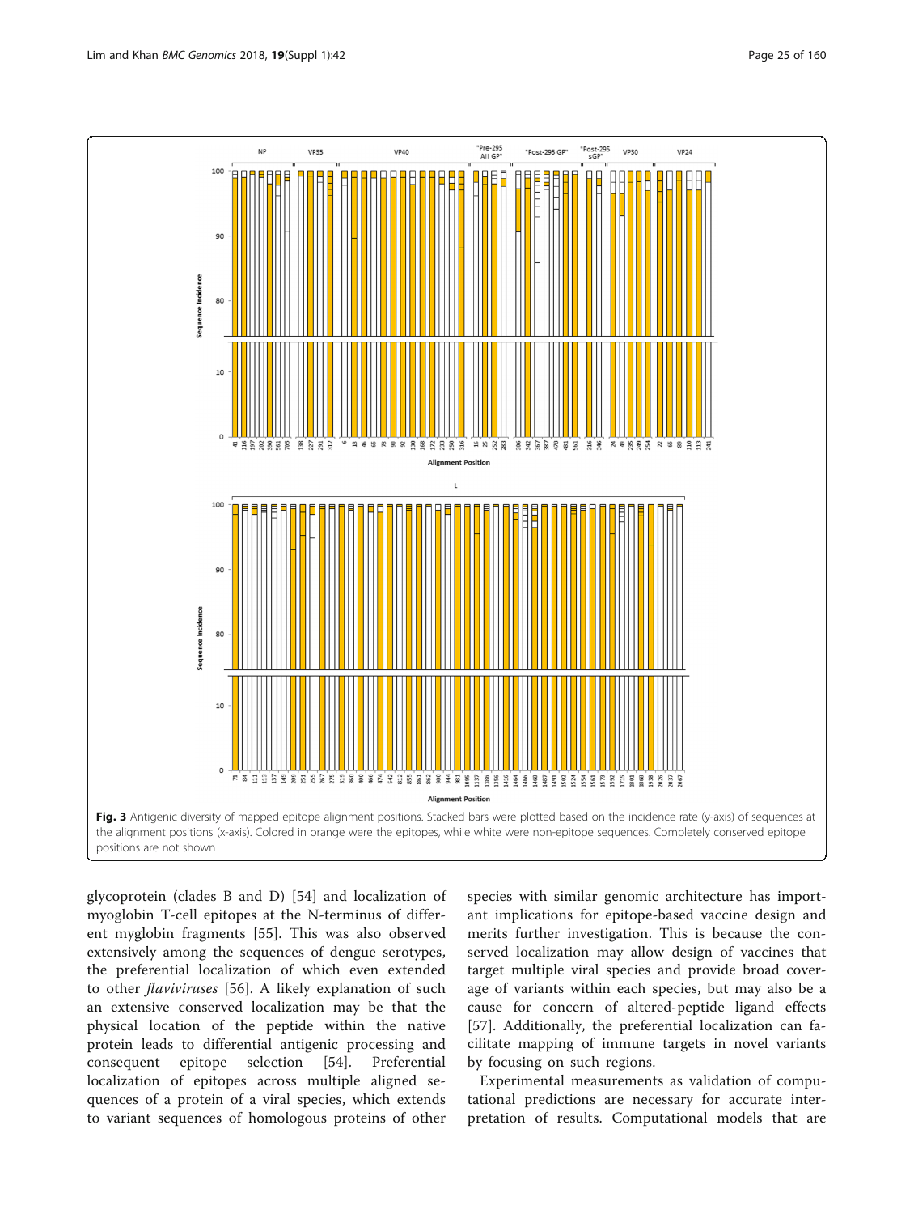Fig. 3 Antigenic diversity of mapped epitope alignment positions. Stacked bars were plotted based on the incidence rate (y-axis) of sequences at the alignment positions (x-axis). Colored in orange were the epitopes, while white were non-epitope sequences. Completely conserved epitope positions are not shown

glycoprotein (clades B and D) [54] and localization of myoglobin T-cell epitopes at the N-terminus of different myglobin fragments [55]. This was also observed extensively among the sequences of dengue serotypes, the preferential localization of which even extended to other *flaviviruses* [56]. A likely explanation of such an extensive conserved localization may be that the physical location of the peptide within the native protein leads to differential antigenic processing and consequent epitope selection [54]. Preferential localization of epitopes across multiple aligned sequences of a protein of a viral species, which extends to variant sequences of homologous proteins of other species with similar genomic architecture has important implications for epitope-based vaccine design and merits further investigation. This is because the conserved localization may allow design of vaccines that target multiple viral species and provide broad coverage of variants within each species, but may also be a cause for concern of altered-peptide ligand effects [57]. Additionally, the preferential localization can facilitate mapping of immune targets in novel variants by focusing on such regions.

Experimental measurements as validation of computational predictions are necessary for accurate interpretation of results. Computational models that are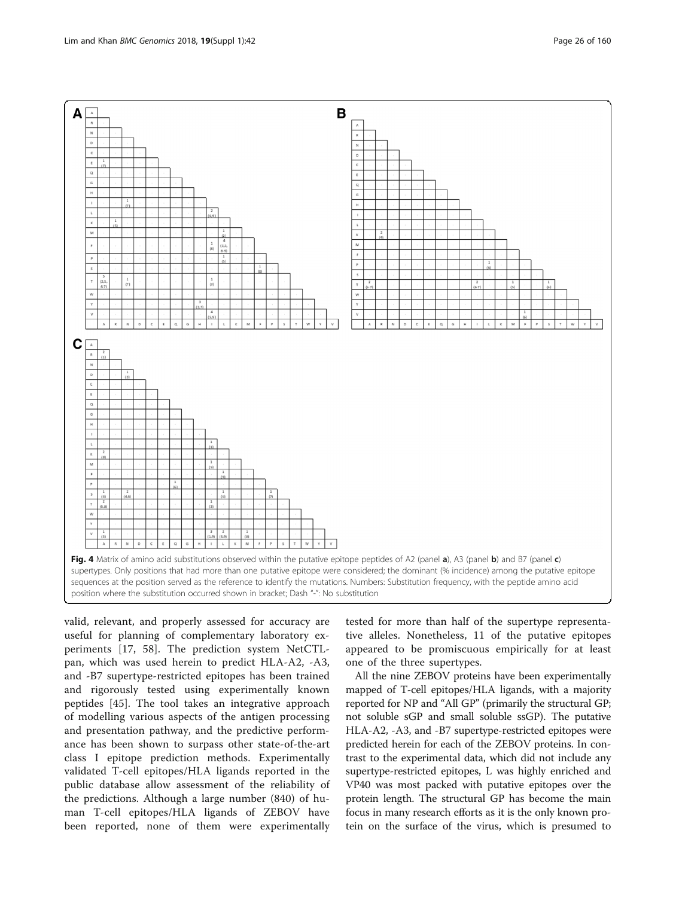**Fig. 4** Matrix of amino acid substitutions observed within the putative epitope peptides of A2 (panel **a**), A3 (panel **b**) and B7 (panel **c**) supertypes. Only positions that had more than one putative epitope were considered; the dominant (% incidence) among the putative epitope sequences at the position served as the reference to identify the mutations. Numbers: Substitution frequency, with the peptide amino acid position where the substitution occurred shown in bracket; Dash "-": No substitution

valid, relevant, and properly assessed for accuracy are useful for planning of complementary laboratory experiments [17, 58]. The prediction system NetCTLpan, which was used herein to predict HLA-A2, -A3, and -B7 supertype-restricted epitopes has been trained and rigorously tested using experimentally known peptides [45]. The tool takes an integrative approach of modelling various aspects of the antigen processing and presentation pathway, and the predictive performance has been shown to surpass other state-of-the-art class I epitope prediction methods. Experimentally validated T-cell epitopes/HLA ligands reported in the public database allow assessment of the reliability of the predictions. Although a large number (840) of human T-cell epitopes/HLA ligands of ZEBOV have been reported, none of them were experimentally tested for more than half of the supertype representative alleles. Nonetheless, 11 of the putative epitopes appeared to be promiscuous empirically for at least one of the three supertypes.

All the nine ZEBOV proteins have been experimentally mapped of T-cell epitopes/HLA ligands, with a majority reported for NP and "All GP" (primarily the structural GP; not soluble sGP and small soluble ssGP). The putative HLA-A2, -A3, and -B7 supertype-restricted epitopes were predicted herein for each of the ZEBOV proteins. In contrast to the experimental data, which did not include any supertype-restricted epitopes, L was highly enriched and VP40 was most packed with putative epitopes over the protein length. The structural GP has become the main focus in many research efforts as it is the only known protein on the surface of the virus, which is presumed to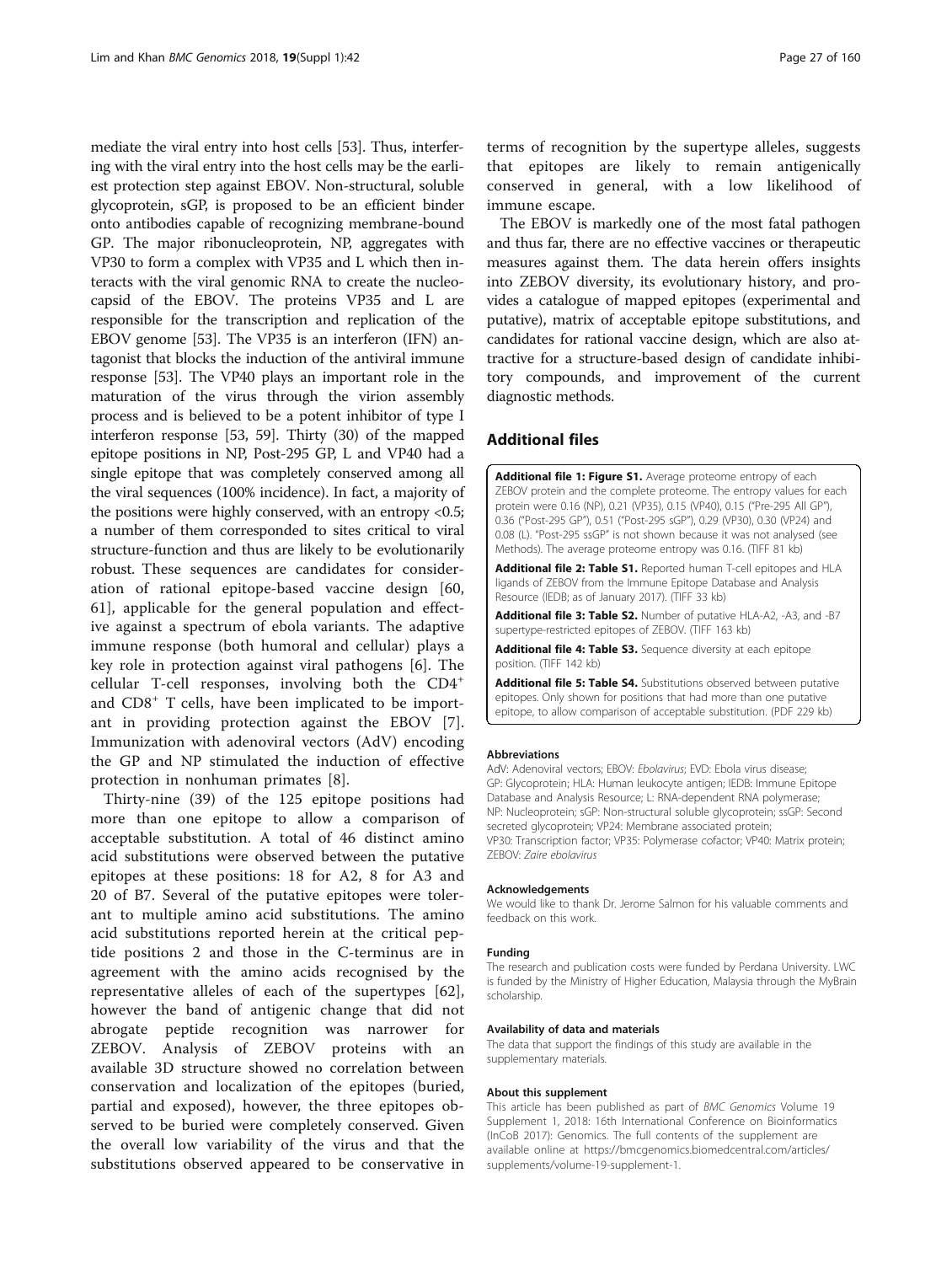mediate the viral entry into host cells [53]. Thus, interfering with the viral entry into the host cells may be the earliest protection step against EBOV. Non-structural, soluble glycoprotein, sGP, is proposed to be an efficient binder onto antibodies capable of recognizing membrane-bound GP. The major ribonucleoprotein, NP, aggregates with VP30 to form a complex with VP35 and L which then interacts with the viral genomic RNA to create the nucleocapsid of the EBOV. The proteins VP35 and L are responsible for the transcription and replication of the EBOV genome [53]. The VP35 is an interferon (IFN) antagonist that blocks the induction of the antiviral immune response [53]. The VP40 plays an important role in the maturation of the virus through the virion assembly process and is believed to be a potent inhibitor of type I interferon response [53, 59]. Thirty (30) of the mapped epitope positions in NP, Post-295 GP, L and VP40 had a single epitope that was completely conserved among all the viral sequences (100% incidence). In fact, a majority of the positions were highly conserved, with an entropy <0.5; a number of them corresponded to sites critical to viral structure-function and thus are likely to be evolutionarily robust. These sequences are candidates for consideration of rational epitope-based vaccine design [60, 61], applicable for the general population and effective against a spectrum of ebola variants. The adaptive immune response (both humoral and cellular) plays a key role in protection against viral pathogens [6]. The cellular T-cell responses, involving both the $CD4^+$ and $CD8^+$ T cells, have been implicated to be important in providing protection against the EBOV [7]. Immunization with adenoviral vectors (AdV) encoding the GP and NP stimulated the induction of effective protection in nonhuman primates [8].

Thirty-nine (39) of the 125 epitope positions had more than one epitope to allow a comparison of acceptable substitution. A total of 46 distinct amino acid substitutions were observed between the putative epitopes at these positions: 18 for A2, 8 for A3 and 20 of B7. Several of the putative epitopes were tolerant to multiple amino acid substitutions. The amino acid substitutions reported herein at the critical peptide positions 2 and those in the C-terminus are in agreement with the amino acids recognised by the representative alleles of each of the supertypes [62], however the band of antigenic change that did not abrogate peptide recognition was narrower for ZEBOV. Analysis of ZEBOV proteins with an available 3D structure showed no correlation between conservation and localization of the epitopes (buried, partial and exposed), however, the three epitopes observed to be buried were completely conserved. Given the overall low variability of the virus and that the substitutions observed appeared to be conservative in terms of recognition by the supertype alleles, suggests that epitopes are likely to remain antigenically conserved in general, with a low likelihood of immune escape.

The EBOV is markedly one of the most fatal pathogen and thus far, there are no effective vaccines or therapeutic measures against them. The data herein offers insights into ZEBOV diversity, its evolutionary history, and provides a catalogue of mapped epitopes (experimental and putative), matrix of acceptable epitope substitutions, and candidates for rational vaccine design, which are also attractive for a structure-based design of candidate inhibitory compounds, and improvement of the current diagnostic methods.

## Additional files

**Additional file 1: Figure S1.** Average proteome entropy of each ZEBOV protein and the complete proteome. The entropy values for each protein were 0.16 (NP), 0.21 (VP35), 0.15 (VP40), 0.15 ("Pre-295 All GP"), 0.36 ("Post-295 GP"), 0.51 ("Post-295 sGP"), 0.29 (VP30), 0.30 (VP24) and 0.08 (L). "Post-295 ssGP" is not shown because it was not analysed (see Methods). The average proteome entropy was 0.16. (TIFF 81 kb)

**Additional file 2: Table S1.** Reported human T-cell epitopes and HLA ligands of ZEBOV from the Immune Epitope Database and Analysis Resource (IEDB; as of January 2017). (TIFF 33 kb)

**Additional file 3: Table S2.** Number of putative HLA-A2, -A3, and -B7 supertype-restricted epitopes of ZEBOV. (TIFF 163 kb)

**Additional file 4: Table S3.** Sequence diversity at each epitope position. (TIFF 142 kb)

**Additional file 5: Table S4.** Substitutions observed between putative epitopes. Only shown for positions that had more than one putative epitope, to allow comparison of acceptable substitution. (PDF 229 kb)

#### Abbreviations

AdV: Adenoviral vectors; EBOV: *Ebolavirus*; EVD: Ebola virus disease; GP: Glycoprotein; HLA: Human leukocyte antigen; IEDB: Immune Epitope Database and Analysis Resource; L: RNA-dependent RNA polymerase; NP: Nucleoprotein; sGP: Non-structural soluble glycoprotein; ssGP: Second secreted glycoprotein; VP24: Membrane associated protein; VP30: Transcription factor; VP35: Polymerase cofactor; VP40: Matrix protein; ZEBOV: *Zaire ebolavirus*

#### Acknowledgements

We would like to thank Dr. Jerome Salmon for his valuable comments and feedback on this work.

#### Funding

The research and publication costs were funded by Perdana University. LWC is funded by the Ministry of Higher Education, Malaysia through the MyBrain scholarship.

#### Availability of data and materials

The data that support the findings of this study are available in the supplementary materials.

#### About this supplement

This article has been published as part of *BMC Genomics* Volume 19 Supplement 1, 2018: 16th International Conference on Bioinformatics (InCoB 2017): Genomics. The full contents of the supplement are available online at https://bmcgenomics.biomedcentral.com/articles/supplements/volume-19-supplement-1.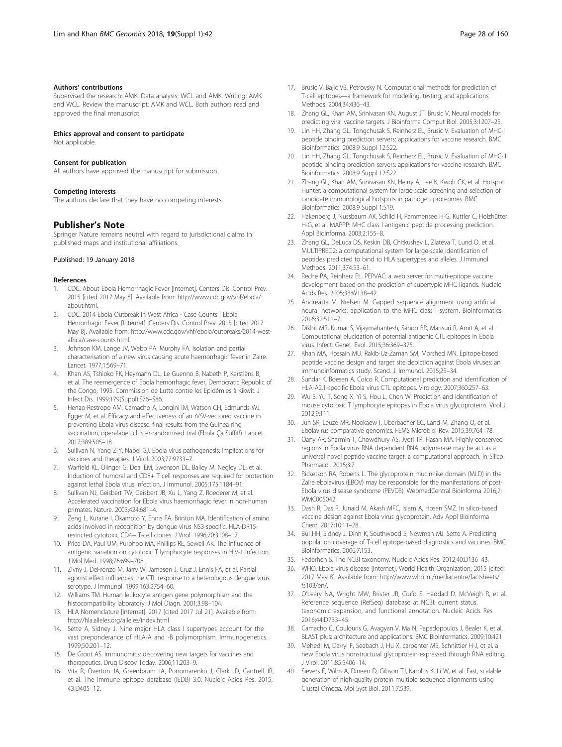#### Authors' contributions

Supervised the research: AMK. Data analysis: WCL and AMK. Writing: AMK and WCL. Review the manuscript: AMK and WCL. Both authors read and approved the final manuscript.

#### Ethics approval and consent to participate

Not applicable.

#### Consent for publication

All authors have approved the manuscript for submission.

#### Competing interests

The authors declare that they have no competing interests.

## Publisher's Note

Springer Nature remains neutral with regard to jurisdictional claims in published maps and institutional affiliations.

Published: 19 January 2018

#### References

1. CDC. About Ebola Hemorrhagic Fever [Internet]. Centers Dis. Control Prev. 2015 [cited 2017 May 8]. Available from: http://www.cdc.gov/vhf/ebola/about.html.
2. CDC. 2014 Ebola Outbreak in West Africa - Case Counts | Ebola Hemorrhagic Fever [Internet]. Centers Dis. Control Prev. 2015 [cited 2017 May 8]. Available from: http://www.cdc.gov/vhf/ebola/outbreaks/2014-west-africa/case-counts.html.
3. Johnson KM, Lange JV, Webb PA, Murphy FA. Isolation and partial characterisation of a new virus causing acute haemorrhagic fever in Zaire. Lancet. 1977;1:569–71.
4. Khan AS, Tshioko FK, Heymann DL, Le Guenno B, Nabeth P, Kerstiëns B, et al. The reemergence of Ebola hemorrhagic fever, Democratic Republic of the Congo, 1995. Commission de Lutte contre les Epidémies à Kikwit. J Infect Dis. 1999;179(Suppl):S76–S86.
5. Henao-Restrepo AM, Camacho A, Longini IM, Watson CH, Edmunds WJ, Egger M, et al. Efficacy and effectiveness of an rVSV-vectored vaccine in preventing Ebola virus disease: final results from the Guinea ring vaccination, open-label, cluster-randomised trial (Ebola Ça Suffit!). Lancet. 2017;389:505–18.
6. Sullivan N, Yang Z-Y, Nabel GJ. Ebola virus pathogenesis: implications for vaccines and therapies. J Virol. 2003;77:9733–7.
7. Warfield KL, Olinger G, Deal EM, Swenson DL, Bailey M, Negley DL, et al. Induction of humoral and CD8+ T cell responses are required for protection against lethal Ebola virus infection. J Immunol. 2005;175:1184–91.
8. Sullivan NJ, Geisbert TW, Geisbert JB, Xu L, Yang Z, Roederer M, et al. Accelerated vaccination for Ebola virus haemorrhagic fever in non-human primates. Nature. 2003;424:681–4.
9. Zeng L, Kurane I, Okamoto Y, Ennis FA, Brinton MA. Identification of amino acids involved in recognition by dengue virus NS3-specific, HLA-DR15-restricted cytotoxic CD4+ T-cell clones. J Virol. 1996;70:3108–17.
10. Price DA, Paul UM, Purbhoo MA, Phillips RE, Sewell AK. The influence of antigenic variation on cytotoxic T lymphocyte responses in HIV-1 infection. J Mol Med. 1998;76:699–708.
11. Zivny J, DeFronzo M, Jarry W, Jameson J, Cruz J, Ennis FA, et al. Partial agonist effect influences the CTL response to a heterologous dengue virus serotype. J Immunol. 1999;163:2754–60.
12. Williams TM. Human leukocyte antigen gene polymorphism and the histocompatibility laboratory. J Mol Diagn. 2001;3:98–104.
13. HLA Nomenclature [Internet]. 2017 [cited 2017 Jul 21]. Available from: http://hla.alleles.org/alleles/index.html
14. Sette A, Sidney J. Nine major HLA class I supertypes account for the vast preponderance of HLA-A and -B polymorphism. Immunogenetics. 1999;50:201–12.
15. De Groot AS. Immunomics: discovering new targets for vaccines and therapeutics. Drug Discov Today. 2006;11:203–9.
16. Vita R, Overton JA, Greenbaum JA, Ponomarenko J, Clark JD, Cantrell JR, et al. The immune epitope database (IEDB) 3.0. Nucleic Acids Res. 2015;43:D405–12.
17. Brusic V, Bajic VB, Petrovsky N. Computational methods for prediction of T-cell epitopes—a framework for modelling, testing, and applications. Methods. 2004;34:436–43.
18. Zhang GL, Khan AM, Srinivasan KN, August JT, Brusic V. Neural models for predicting viral vaccine targets. J Bioinforma Comput Biol. 2005;3:1207–25.
19. Lin HH, Zhang GL, Tongchusak S, Reinherz EL, Brusic V. Evaluation of MHC-I peptide binding prediction servers: applications for vaccine research. BMC Bioinformatics. 2008;9 Suppl 12:S22.
20. Lin HH, Zhang GL, Tongchusak S, Reinherz EL, Brusic V. Evaluation of MHC-II peptide binding prediction servers: applications for vaccine research. BMC Bioinformatics. 2008;9 Suppl 12:S22.
21. Zhang GL, Khan AM, Srinivasan KN, Heiny A, Lee K, Kwoh CK, et al. Hotspot Hunter: a computational system for large-scale screening and selection of candidate immunological hotspots in pathogen proteomes. BMC Bioinformatics. 2008;9 Suppl 1:S19.
22. Hakenberg J, Nussbaum AK, Schild H, Rammensee H-G, Kuttler C, Holzhütter H-G, et al. MAPPP: MHC class I antigenic peptide processing prediction. Appl Bioinforma. 2003;2:155–8.
23. Zhang GL, DeLuca DS, Keskin DB, Chitkushev L, Zlateva T, Lund O, et al. MULTIPRED2: a computational system for large-scale identification of peptides predicted to bind to HLA supertypes and alleles. J Immunol Methods. 2011;374:53–61.
24. Reche PA, Reinherz EL. PEPVAC: a web server for multi-epitope vaccine development based on the prediction of supertypic MHC ligands. Nucleic Acids Res. 2005;33:W138–42.
25. Andreatta M, Nielsen M. Gapped sequence alignment using artificial neural networks: application to the MHC class I system. Bioinformatics. 2016;32:511–7.
26. Dikhit MR, Kumar S, Vijaymahantesh, Sahoo BR, Mansuri R, Amit A, et al. Computational elucidation of potential antigenic CTL epitopes in Ebola virus. Infect. Genet. Evol. 2015;36:369–375.
27. Khan MA, Hossain MU, Rakib-Uz-Zaman SM, Morshed MN. Epitope-based peptide vaccine design and target site depiction against Ebola viruses: an immunoinformatics study. Scand. J. Immunol. 2015;25–34.
28. Sundar K, Boesen A, Coico R. Computational prediction and identification of HLA-A2.1-specific Ebola virus CTL epitopes. Virology. 2007;360:257–63.
29. Wu S, Yu T, Song X, Yi S, Hou L, Chen W. Prediction and identification of mouse cytotoxic T lymphocyte epitopes in Ebola virus glycoproteins. Virol J. 2012;9:111.
30. Jun SR, Leuze MR, Nookaew I, Uberbacher EC, Land M, Zhang Q, et al. Ebolavirus comparative genomics. FEMS Microbiol Rev. 2015;39:764–78.
31. Oany AR, Sharmin T, Chowdhury AS, Jyoti TP, Hasan MA. Highly conserved regions in Ebola virus RNA dependent RNA polymerase may be act as a universal novel peptide vaccine target: a computational approach. In Silico Pharmacol. 2015;3:7.
32. Ricketson RA, Roberts L. The glycoprotein mucin-like domain (MLD) in the Zaire ebolavirus (EBOV) may be responsible for the manifestations of post-Ebola virus disease syndrome (PEVDS). WebmedCentral Bioinforma 2016;7: WMC005042.
33. Dash R, Das R, Junaid M, Akash MFC, Islam A, Hosen SMZ. In silico-based vaccine design against Ebola virus glycoprotein. Adv Appl Bioinforma Chem. 2017;10:11–28.
34. Bui HH, Sidney J, Dinh K, Southwood S, Newman MJ, Sette A. Predicting population coverage of T-cell epitope-based diagnostics and vaccines. BMC Bioinformatics. 2006;7:153.
35. Federhen S. The NCBI taxonomy. Nucleic Acids Res. 2012;40:D136–43.
36. WHO. Ebola virus disease [Internet]. World Health Organization; 2015 [cited 2017 May 8]. Available from: http://www.who.int/mediacentre/factsheets/fs103/en/.
37. O'Leary NA, Wright MW, Brister JR, Ciufo S, Haddad D, McVeigh R, et al. Reference sequence (RefSeq) database at NCBI: current status, taxonomic expansion, and functional annotation. Nucleic Acids Res. 2016;44:D733–45.
38. Camacho C, Coulouris G, Avagyan V, Ma N, Papadopoulos J, Bealer K, et al. BLAST plus: architecture and applications. BMC Bioinformatics. 2009;10:421
39. Mehedi M, Darryl F, Seebach J, Hu X, carpenter MS, Schnittler H-J, et al. a new Ebola virus nonstructural glycoprotein expressed through RNA editing. J Virol. 2011;85:5406–14.
40. Sievers F, Wilm A, Dineen D, Gibson TJ, Karplus K, Li W, et al. Fast, scalable generation of high-quality protein multiple sequence alignments using Clustal Omega. Mol Syst Biol. 2011;7:539.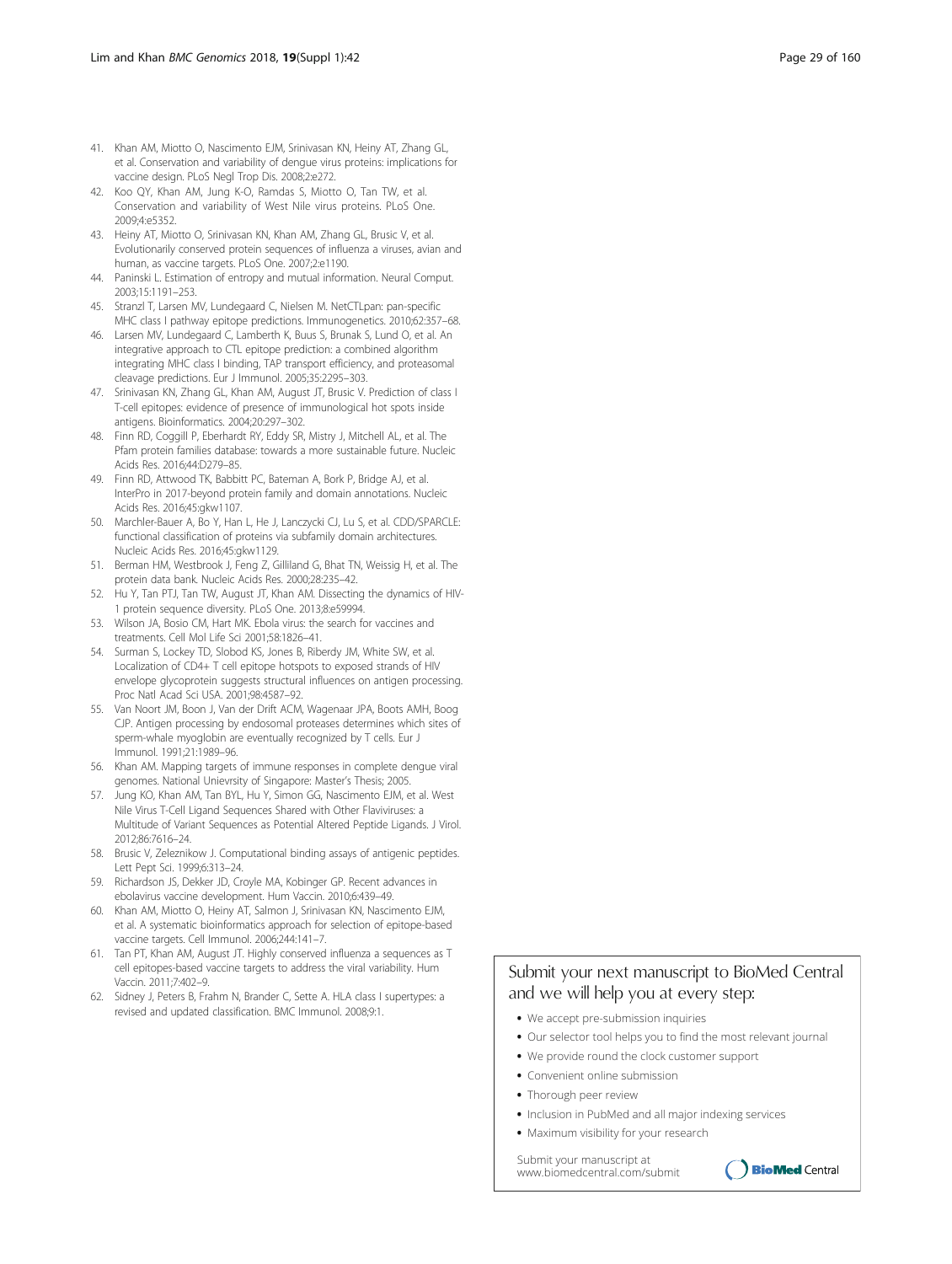41. Khan AM, Miotto O, Nascimento EJM, Srinivasan KN, Heiny AT, Zhang GL, et al. Conservation and variability of dengue virus proteins: implications for vaccine design. PLoS Negl Trop Dis. 2008;2:e272.
42. Koo QY, Khan AM, Jung K-O, Ramdas S, Miotto O, Tan TW, et al. Conservation and variability of West Nile virus proteins. PLoS One. 2009;4:e5352.
43. Heiny AT, Miotto O, Srinivasan KN, Khan AM, Zhang GL, Brusic V, et al. Evolutionarily conserved protein sequences of influenza a viruses, avian and human, as vaccine targets. PLoS One. 2007;2:e1190.
44. Paninski L. Estimation of entropy and mutual information. Neural Comput. 2003;15:1191–253.
45. Stranzl T, Larsen MV, Lundegaard C, Nielsen M. NetCTLpan: pan-specific MHC class I pathway epitope predictions. Immunogenetics. 2010;62:357–68.
46. Larsen MV, Lundegaard C, Lamberth K, Buus S, Brunak S, Lund O, et al. An integrative approach to CTL epitope prediction: a combined algorithm integrating MHC class I binding, TAP transport efficiency, and proteasomal cleavage predictions. Eur J Immunol. 2005;35:2295–303.
47. Srinivasan KN, Zhang GL, Khan AM, August JT, Brusic V. Prediction of class I T-cell epitopes: evidence of presence of immunological hot spots inside antigens. Bioinformatics. 2004;20:297–302.
48. Finn RD, Coggill P, Eberhardt RY, Eddy SR, Mistry J, Mitchell AL, et al. The Pfam protein families database: towards a more sustainable future. Nucleic Acids Res. 2016;44:D279–85.
49. Finn RD, Attwood TK, Babbitt PC, Bateman A, Bork P, Bridge AJ, et al. InterPro in 2017-beyond protein family and domain annotations. Nucleic Acids Res. 2016;45:gkw1107.
50. Marchler-Bauer A, Bo Y, Han L, He J, Lanczycki CJ, Lu S, et al. CDD/SPARCLE: functional classification of proteins via subfamily domain architectures. Nucleic Acids Res. 2016;45:gkw1129.
51. Berman HM, Westbrook J, Feng Z, Gilliland G, Bhat TN, Weissig H, et al. The protein data bank. Nucleic Acids Res. 2000;28:235–42.
52. Hu Y, Tan PTJ, Tan TW, August JT, Khan AM. Dissecting the dynamics of HIV-1 protein sequence diversity. PLoS One. 2013;8:e59994.
53. Wilson JA, Bosio CM, Hart MK. Ebola virus: the search for vaccines and treatments. Cell Mol Life Sci 2001;58:1826–41.
54. Surman S, Lockey TD, Slobod KS, Jones B, Riberdy JM, White SW, et al. Localization of CD4+ T cell epitope hotspots to exposed strands of HIV envelope glycoprotein suggests structural influences on antigen processing. Proc Natl Acad Sci USA. 2001;98:4587–92.
55. Van Noort JM, Boon J, Van der Drift ACM, Wagenaar JPA, Boots AMH, Boog CJP. Antigen processing by endosomal proteases determines which sites of sperm-whale myoglobin are eventually recognized by T cells. Eur J Immunol. 1991;21:1989–96.
56. Khan AM. Mapping targets of immune responses in complete dengue viral genomes. National Unievrsity of Singapore: Master's Thesis; 2005.
57. Jung KO, Khan AM, Tan BYL, Hu Y, Simon GG, Nascimento EJM, et al. West Nile Virus T-Cell Ligand Sequences Shared with Other Flaviviruses: a Multitude of Variant Sequences as Potential Altered Peptide Ligands. J Virol. 2012;86:7616–24.
58. Brusic V, Zeleznikow J. Computational binding assays of antigenic peptides. Lett Pept Sci. 1999;6:313–24.
59. Richardson JS, Dekker JD, Croyle MA, Kobinger GP. Recent advances in ebolavirus vaccine development. Hum Vaccin. 2010;6:439–49.
60. Khan AM, Miotto O, Heiny AT, Salmon J, Srinivasan KN, Nascimento EJM, et al. A systematic bioinformatics approach for selection of epitope-based vaccine targets. Cell Immunol. 2006;244:141–7.
61. Tan PT, Khan AM, August JT. Highly conserved influenza a sequences as T cell epitopes-based vaccine targets to address the viral variability. Hum Vaccin. 2011;7:402–9.
62. Sidney J, Peters B, Frahm N, Brander C, Sette A. HLA class I supertypes: a revised and updated classification. BMC Immunol. 2008;9:1.

Submit your next manuscript to BioMed Central and we will help you at every step:

- We accept pre-submission inquiries
- Our selector tool helps you to find the most relevant journal
- We provide round the clock customer support
- Convenient online submission
- Thorough peer review
- Inclusion in PubMed and all major indexing services
- Maximum visibility for your research

Submit your manuscript at www.biomedcentral.com/submit

BioMed Central